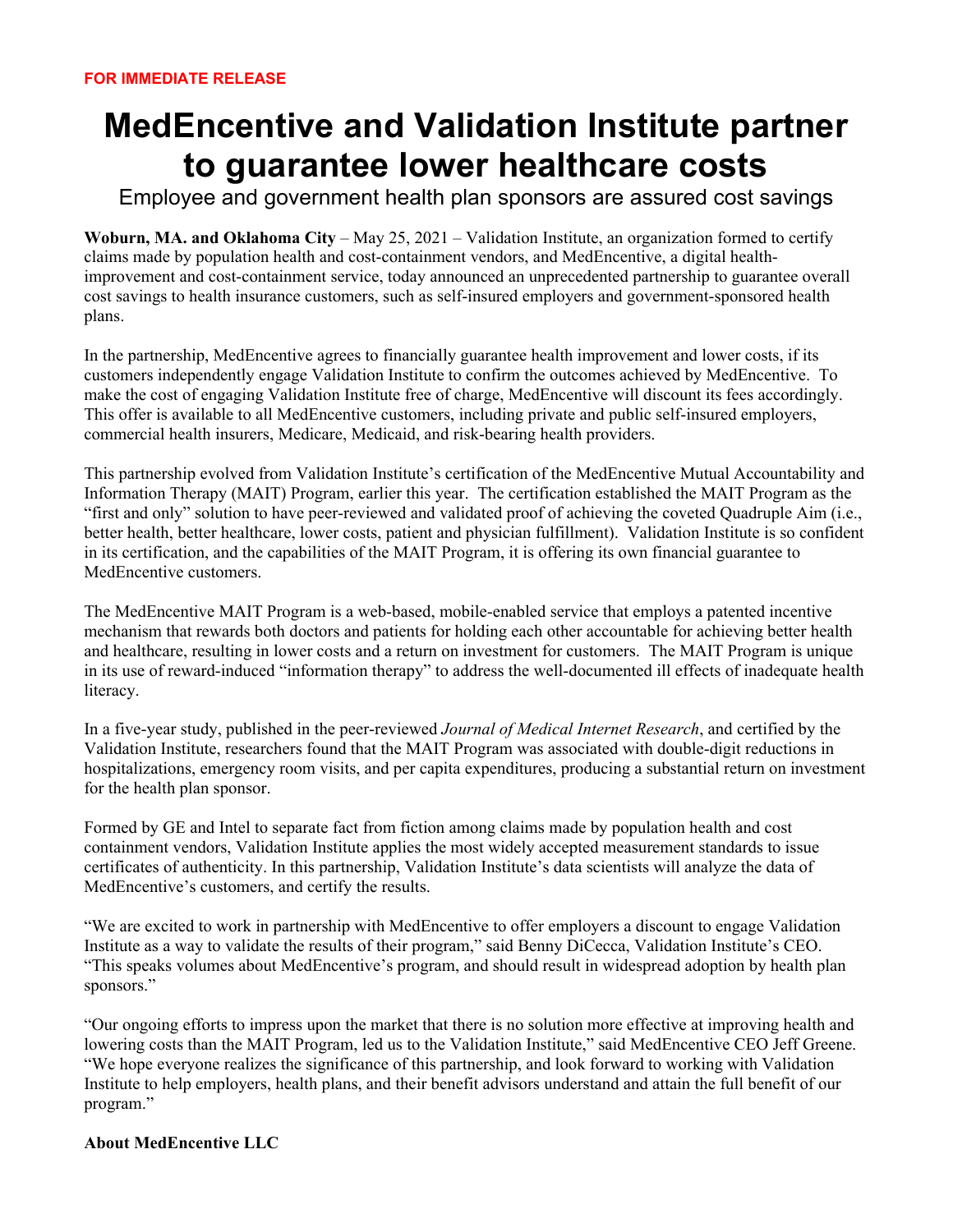**FOR IMMEDIATE RELEASE**

# MedEncentive and Validation Institute partner to guarantee lower healthcare costs

## Employee and government health plan sponsors are assured cost savings

**Woburn, MA. and Oklahoma City** – May 25, 2021 – Validation Institute, an organization formed to certify claims made by population health and cost-containment vendors, and MedEncentive, a digital health-improvement and cost-containment service, today announced an unprecedented partnership to guarantee overall cost savings to health insurance customers, such as self-insured employers and government-sponsored health plans.

In the partnership, MedEncentive agrees to financially guarantee health improvement and lower costs, if its customers independently engage Validation Institute to confirm the outcomes achieved by MedEncentive. To make the cost of engaging Validation Institute free of charge, MedEncentive will discount its fees accordingly. This offer is available to all MedEncentive customers, including private and public self-insured employers, commercial health insurers, Medicare, Medicaid, and risk-bearing health providers.

This partnership evolved from Validation Institute's certification of the MedEncentive Mutual Accountability and Information Therapy (MAIT) Program, earlier this year. The certification established the MAIT Program as the "first and only" solution to have peer-reviewed and validated proof of achieving the coveted Quadruple Aim (i.e., better health, better healthcare, lower costs, patient and physician fulfillment). Validation Institute is so confident in its certification, and the capabilities of the MAIT Program, it is offering its own financial guarantee to MedEncentive customers.

The MedEncentive MAIT Program is a web-based, mobile-enabled service that employs a patented incentive mechanism that rewards both doctors and patients for holding each other accountable for achieving better health and healthcare, resulting in lower costs and a return on investment for customers. The MAIT Program is unique in its use of reward-induced "information therapy" to address the well-documented ill effects of inadequate health literacy.

In a five-year study, published in the peer-reviewed *Journal of Medical Internet Research*, and certified by the Validation Institute, researchers found that the MAIT Program was associated with double-digit reductions in hospitalizations, emergency room visits, and per capita expenditures, producing a substantial return on investment for the health plan sponsor.

Formed by GE and Intel to separate fact from fiction among claims made by population health and cost containment vendors, Validation Institute applies the most widely accepted measurement standards to issue certificates of authenticity. In this partnership, Validation Institute's data scientists will analyze the data of MedEncentive's customers, and certify the results.

"We are excited to work in partnership with MedEncentive to offer employers a discount to engage Validation Institute as a way to validate the results of their program," said Benny DiCecca, Validation Institute's CEO. "This speaks volumes about MedEncentive's program, and should result in widespread adoption by health plan sponsors."

"Our ongoing efforts to impress upon the market that there is no solution more effective at improving health and lowering costs than the MAIT Program, led us to the Validation Institute," said MedEncentive CEO Jeff Greene. "We hope everyone realizes the significance of this partnership, and look forward to working with Validation Institute to help employers, health plans, and their benefit advisors understand and attain the full benefit of our program."

**About MedEncentive LLC**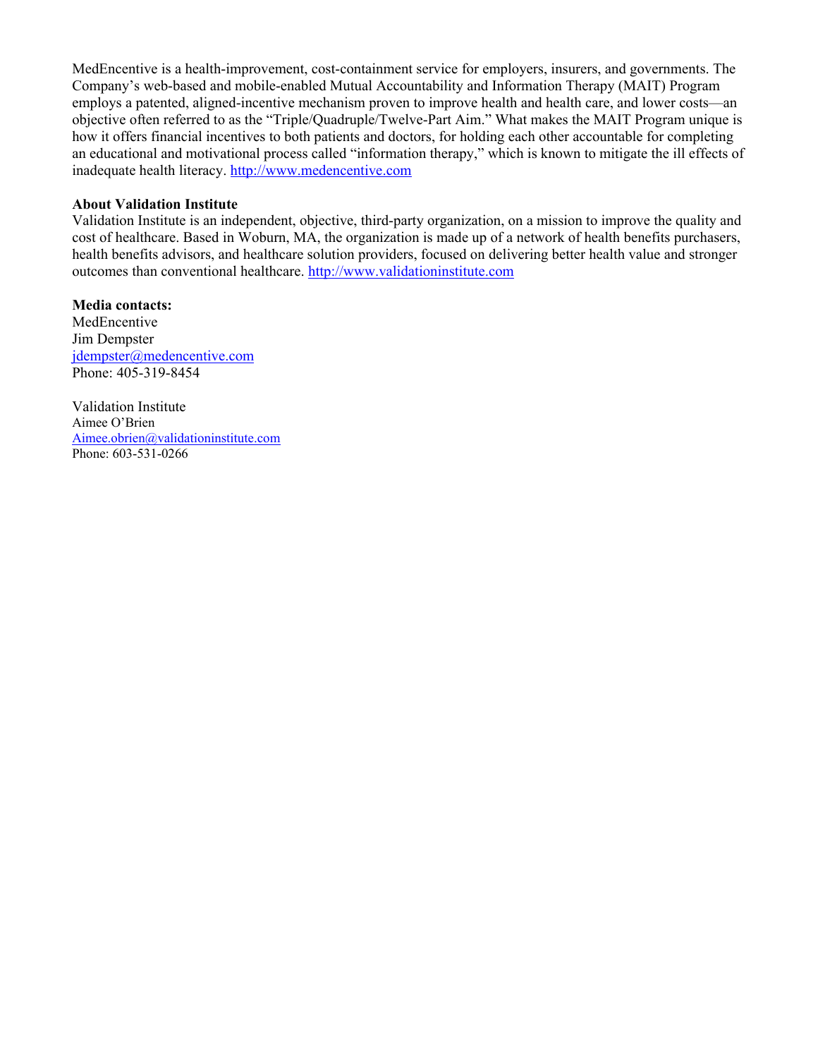MedEncentive is a health-improvement, cost-containment service for employers, insurers, and governments. The Company's web-based and mobile-enabled Mutual Accountability and Information Therapy (MAIT) Program employs a patented, aligned-incentive mechanism proven to improve health and health care, and lower costs—an objective often referred to as the "Triple/Quadruple/Twelve-Part Aim." What makes the MAIT Program unique is how it offers financial incentives to both patients and doctors, for holding each other accountable for completing an educational and motivational process called "information therapy," which is known to mitigate the ill effects of inadequate health literacy. http://www.medencentive.com

**About Validation Institute**

Validation Institute is an independent, objective, third-party organization, on a mission to improve the quality and cost of healthcare. Based in Woburn, MA, the organization is made up of a network of health benefits purchasers, health benefits advisors, and healthcare solution providers, focused on delivering better health value and stronger outcomes than conventional healthcare. http://www.validationinstitute.com

**Media contacts:**

MedEncentive
Jim Dempster
jdempster@medencentive.com
Phone: 405-319-8454

Validation Institute
Aimee O'Brien
Aimee.obrien@validationinstitute.com
Phone: 603-531-0266